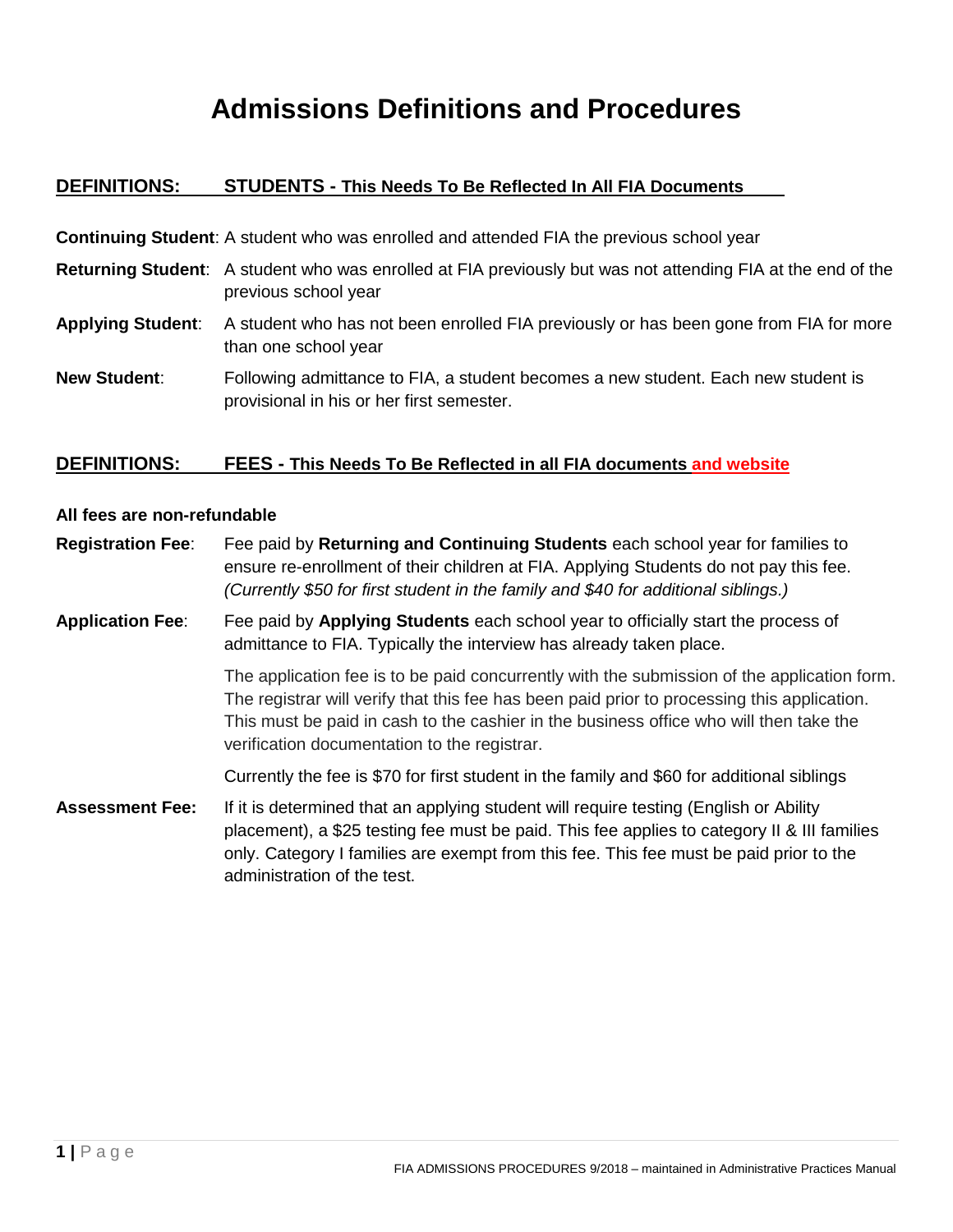# Admissions Definitions and Procedures

## DEFINITIONS: STUDENTS - This Needs To Be Reflected In All FIA Documents

**Continuing Student**: A student who was enrolled and attended FIA the previous school year

**Returning Student**: A student who was enrolled at FIA previously but was not attending FIA at the end of the previous school year

**Applying Student**: A student who has not been enrolled FIA previously or has been gone from FIA for more than one school year

**New Student**: Following admittance to FIA, a student becomes a new student. Each new student is provisional in his or her first semester.

## DEFINITIONS: FEES - This Needs To Be Reflected in all FIA documents and website

**All fees are non-refundable**

**Registration Fee**: Fee paid by **Returning and Continuing Students** each school year for families to ensure re-enrollment of their children at FIA. Applying Students do not pay this fee. *(Currently $50 for first student in the family and $40 for additional siblings.)*

**Application Fee**: Fee paid by **Applying Students** each school year to officially start the process of admittance to FIA. Typically the interview has already taken place.

The application fee is to be paid concurrently with the submission of the application form. The registrar will verify that this fee has been paid prior to processing this application. This must be paid in cash to the cashier in the business office who will then take the verification documentation to the registrar.

Currently the fee is $70 for first student in the family and $60 for additional siblings

**Assessment Fee:** If it is determined that an applying student will require testing (English or Ability placement), a $25 testing fee must be paid. This fee applies to category II & III families only. Category I families are exempt from this fee. This fee must be paid prior to the administration of the test.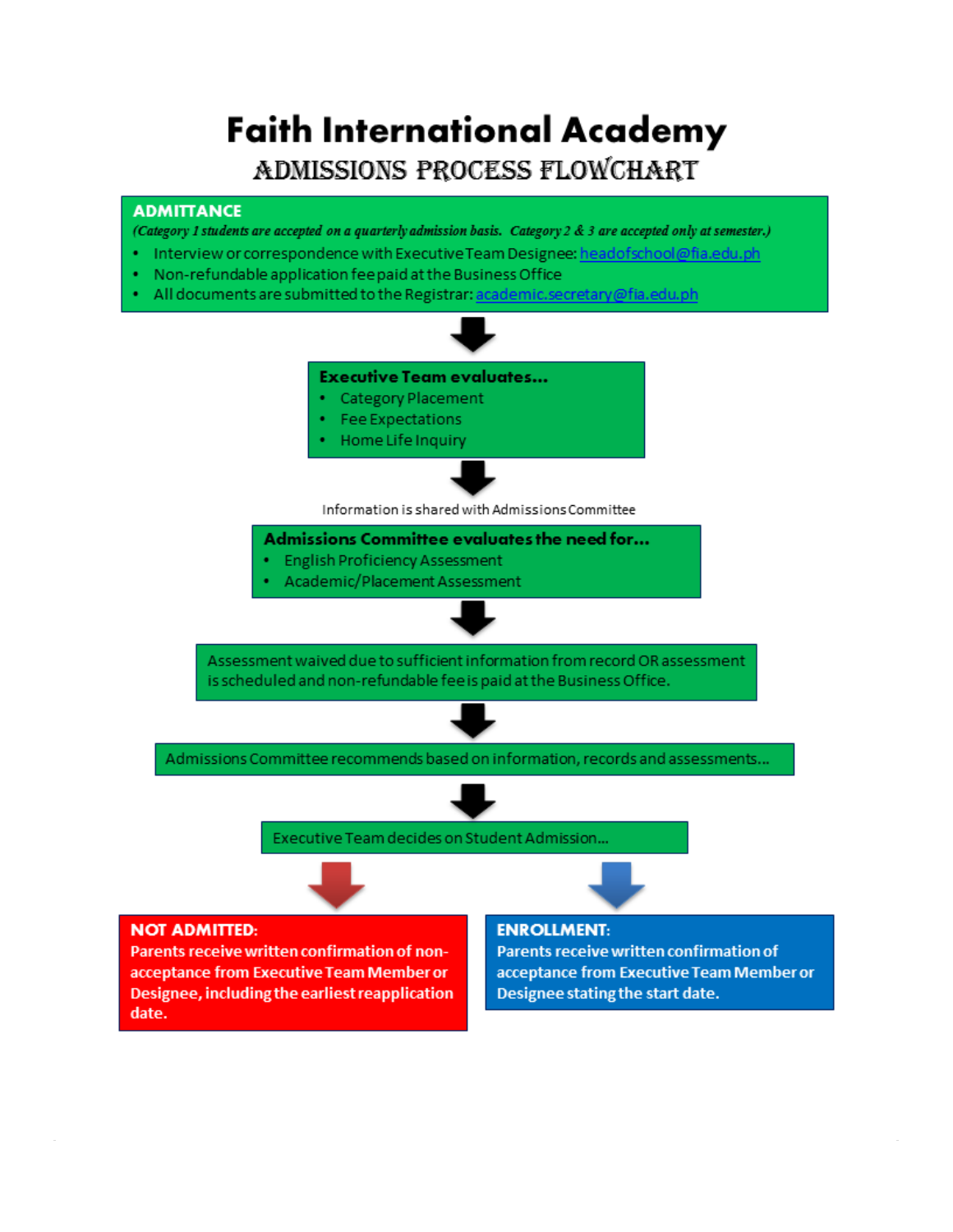# Faith International Academy

## ADMISSIONS PROCESS FLOWCHART

**ADMITTANCE**

*(Category 1 students are accepted on a quarterly admission basis. Category 2 & 3 are accepted only at semester.)*

- Interview or correspondence with Executive Team Designee: headofschool@fia.edu.ph
- Non-refundable application fee paid at the Business Office
- All documents are submitted to the Registrar: academic.secretary@fia.edu.ph

**Executive Team evaluates...**

- Category Placement
- Fee Expectations
- Home Life Inquiry

Information is shared with Admissions Committee

**Admissions Committee evaluates the need for...**

- English Proficiency Assessment
- Academic/Placement Assessment

Assessment waived due to sufficient information from record OR assessment is scheduled and non-refundable fee is paid at the Business Office.

Admissions Committee recommends based on information, records and assessments...

Executive Team decides on Student Admission...

**NOT ADMITTED:** Parents receive written confirmation of non-acceptance from Executive Team Member or Designee, including the earliest reapplication date.

**ENROLLMENT:** Parents receive written confirmation of acceptance from Executive Team Member or Designee stating the start date.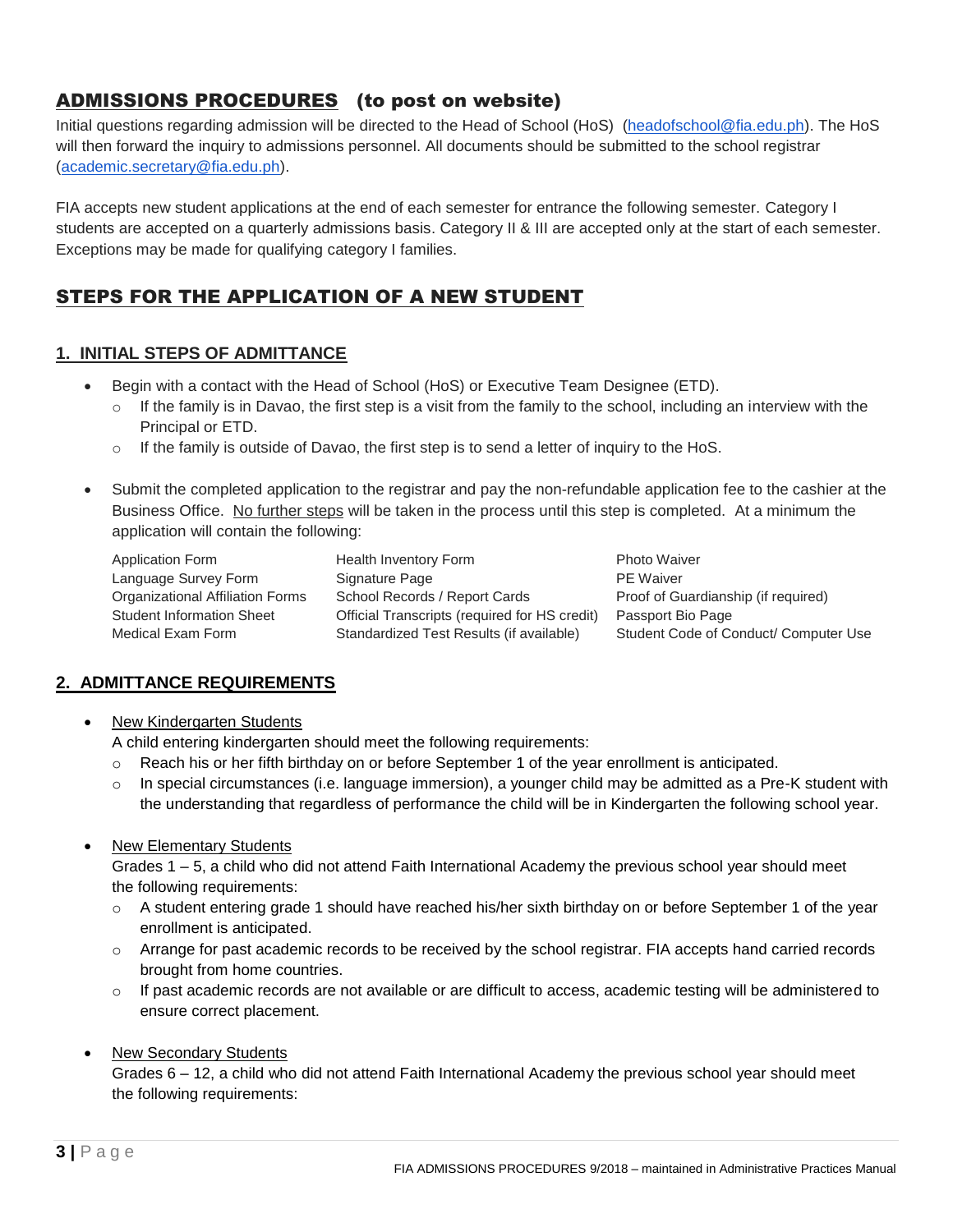## ADMISSIONS PROCEDURES (to post on website)

Initial questions regarding admission will be directed to the Head of School (HoS) (headofschool@fia.edu.ph). The HoS will then forward the inquiry to admissions personnel. All documents should be submitted to the school registrar (academic.secretary@fia.edu.ph).

FIA accepts new student applications at the end of each semester for entrance the following semester. Category I students are accepted on a quarterly admissions basis. Category II & III are accepted only at the start of each semester. Exceptions may be made for qualifying category I families.

## STEPS FOR THE APPLICATION OF A NEW STUDENT

### 1. INITIAL STEPS OF ADMITTANCE

- Begin with a contact with the Head of School (HoS) or Executive Team Designee (ETD).
  - If the family is in Davao, the first step is a visit from the family to the school, including an interview with the Principal or ETD.
  - If the family is outside of Davao, the first step is to send a letter of inquiry to the HoS.

- Submit the completed application to the registrar and pay the non-refundable application fee to the cashier at the Business Office. No further steps will be taken in the process until this step is completed. At a minimum the application will contain the following:

| | | |
|---|---|---|
| Application Form | Health Inventory Form | Photo Waiver |
| Language Survey Form | Signature Page | PE Waiver |
| Organizational Affiliation Forms | School Records / Report Cards | Proof of Guardianship (if required) |
| Student Information Sheet | Official Transcripts (required for HS credit) | Passport Bio Page |
| Medical Exam Form | Standardized Test Results (if available) | Student Code of Conduct/ Computer Use |

### 2. ADMITTANCE REQUIREMENTS

- New Kindergarten Students
  A child entering kindergarten should meet the following requirements:
  - Reach his or her fifth birthday on or before September 1 of the year enrollment is anticipated.
  - In special circumstances (i.e. language immersion), a younger child may be admitted as a Pre-K student with the understanding that regardless of performance the child will be in Kindergarten the following school year.

- New Elementary Students
  Grades 1 – 5, a child who did not attend Faith International Academy the previous school year should meet the following requirements:
  - A student entering grade 1 should have reached his/her sixth birthday on or before September 1 of the year enrollment is anticipated.
  - Arrange for past academic records to be received by the school registrar. FIA accepts hand carried records brought from home countries.
  - If past academic records are not available or are difficult to access, academic testing will be administered to ensure correct placement.

- New Secondary Students
  Grades 6 – 12, a child who did not attend Faith International Academy the previous school year should meet the following requirements: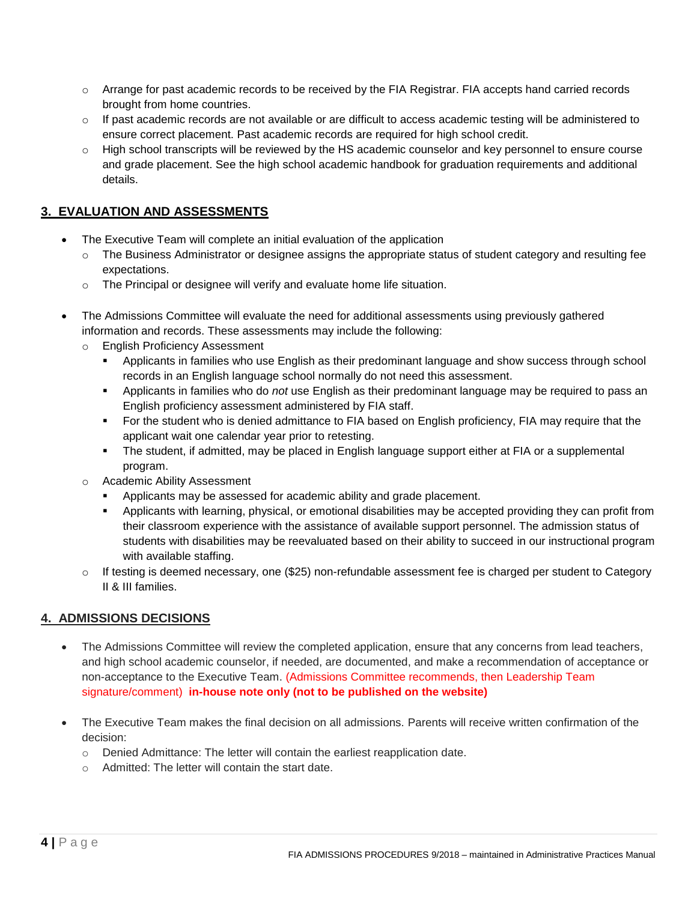- Arrange for past academic records to be received by the FIA Registrar. FIA accepts hand carried records brought from home countries.
- If past academic records are not available or are difficult to access academic testing will be administered to ensure correct placement. Past academic records are required for high school credit.
- High school transcripts will be reviewed by the HS academic counselor and key personnel to ensure course and grade placement. See the high school academic handbook for graduation requirements and additional details.

## 3. EVALUATION AND ASSESSMENTS

- The Executive Team will complete an initial evaluation of the application
  - The Business Administrator or designee assigns the appropriate status of student category and resulting fee expectations.
  - The Principal or designee will verify and evaluate home life situation.

- The Admissions Committee will evaluate the need for additional assessments using previously gathered information and records. These assessments may include the following:
  - English Proficiency Assessment
    - Applicants in families who use English as their predominant language and show success through school records in an English language school normally do not need this assessment.
    - Applicants in families who do *not* use English as their predominant language may be required to pass an English proficiency assessment administered by FIA staff.
    - For the student who is denied admittance to FIA based on English proficiency, FIA may require that the applicant wait one calendar year prior to retesting.
    - The student, if admitted, may be placed in English language support either at FIA or a supplemental program.
  - Academic Ability Assessment
    - Applicants may be assessed for academic ability and grade placement.
    - Applicants with learning, physical, or emotional disabilities may be accepted providing they can profit from their classroom experience with the assistance of available support personnel. The admission status of students with disabilities may be reevaluated based on their ability to succeed in our instructional program with available staffing.
  - If testing is deemed necessary, one ($25) non-refundable assessment fee is charged per student to Category II & III families.

## 4. ADMISSIONS DECISIONS

- The Admissions Committee will review the completed application, ensure that any concerns from lead teachers, and high school academic counselor, if needed, are documented, and make a recommendation of acceptance or non-acceptance to the Executive Team. (Admissions Committee recommends, then Leadership Team signature/comment) **in-house note only (not to be published on the website)**

- The Executive Team makes the final decision on all admissions. Parents will receive written confirmation of the decision:
  - Denied Admittance: The letter will contain the earliest reapplication date.
  - Admitted: The letter will contain the start date.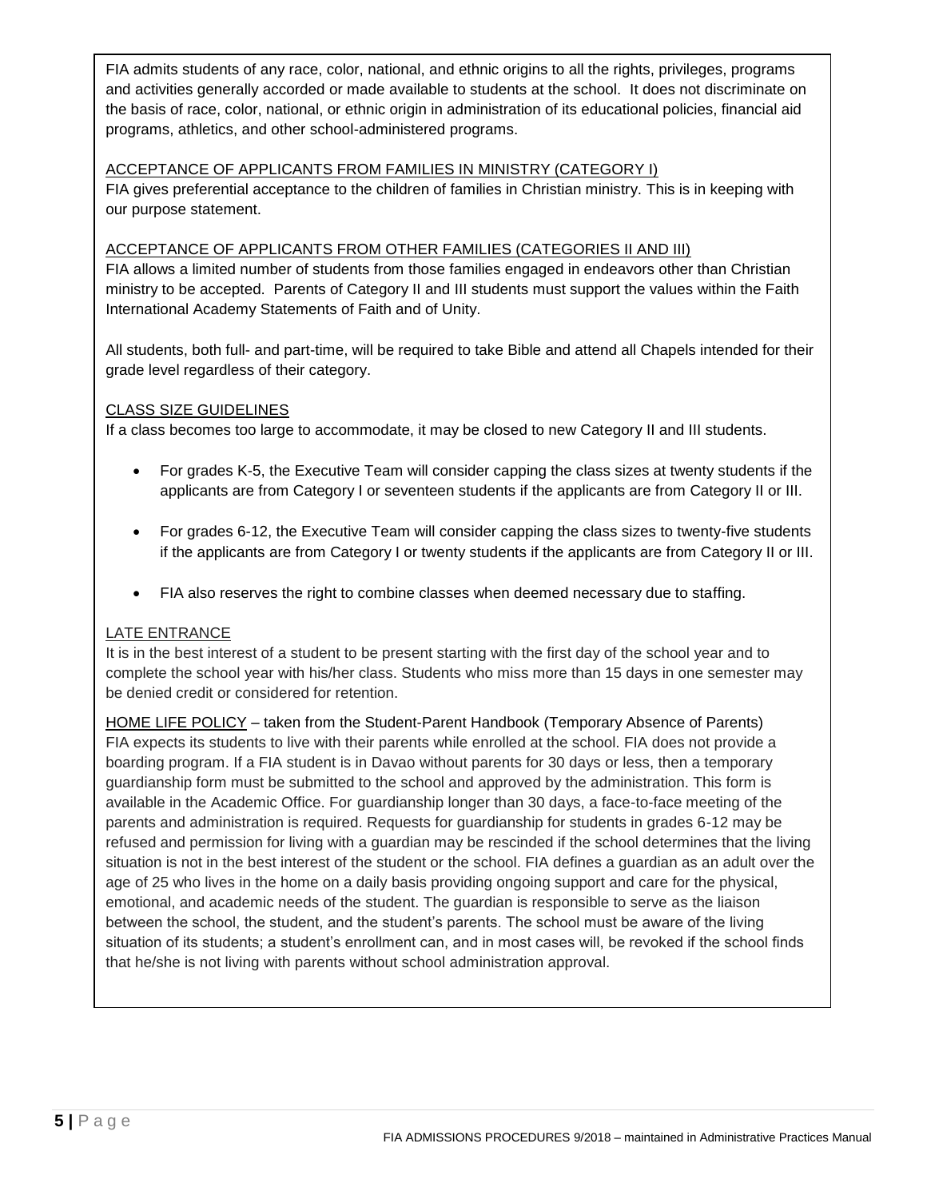FIA admits students of any race, color, national, and ethnic origins to all the rights, privileges, programs and activities generally accorded or made available to students at the school. It does not discriminate on the basis of race, color, national, or ethnic origin in administration of its educational policies, financial aid programs, athletics, and other school-administered programs.

ACCEPTANCE OF APPLICANTS FROM FAMILIES IN MINISTRY (CATEGORY I)

FIA gives preferential acceptance to the children of families in Christian ministry. This is in keeping with our purpose statement.

ACCEPTANCE OF APPLICANTS FROM OTHER FAMILIES (CATEGORIES II AND III)

FIA allows a limited number of students from those families engaged in endeavors other than Christian ministry to be accepted. Parents of Category II and III students must support the values within the Faith International Academy Statements of Faith and of Unity.

All students, both full- and part-time, will be required to take Bible and attend all Chapels intended for their grade level regardless of their category.

CLASS SIZE GUIDELINES

If a class becomes too large to accommodate, it may be closed to new Category II and III students.

- For grades K-5, the Executive Team will consider capping the class sizes at twenty students if the applicants are from Category I or seventeen students if the applicants are from Category II or III.
- For grades 6-12, the Executive Team will consider capping the class sizes to twenty-five students if the applicants are from Category I or twenty students if the applicants are from Category II or III.
- FIA also reserves the right to combine classes when deemed necessary due to staffing.

LATE ENTRANCE

It is in the best interest of a student to be present starting with the first day of the school year and to complete the school year with his/her class. Students who miss more than 15 days in one semester may be denied credit or considered for retention.

HOME LIFE POLICY – taken from the Student-Parent Handbook (Temporary Absence of Parents)

FIA expects its students to live with their parents while enrolled at the school. FIA does not provide a boarding program. If a FIA student is in Davao without parents for 30 days or less, then a temporary guardianship form must be submitted to the school and approved by the administration. This form is available in the Academic Office. For guardianship longer than 30 days, a face-to-face meeting of the parents and administration is required. Requests for guardianship for students in grades 6-12 may be refused and permission for living with a guardian may be rescinded if the school determines that the living situation is not in the best interest of the student or the school. FIA defines a guardian as an adult over the age of 25 who lives in the home on a daily basis providing ongoing support and care for the physical, emotional, and academic needs of the student. The guardian is responsible to serve as the liaison between the school, the student, and the student's parents. The school must be aware of the living situation of its students; a student's enrollment can, and in most cases will, be revoked if the school finds that he/she is not living with parents without school administration approval.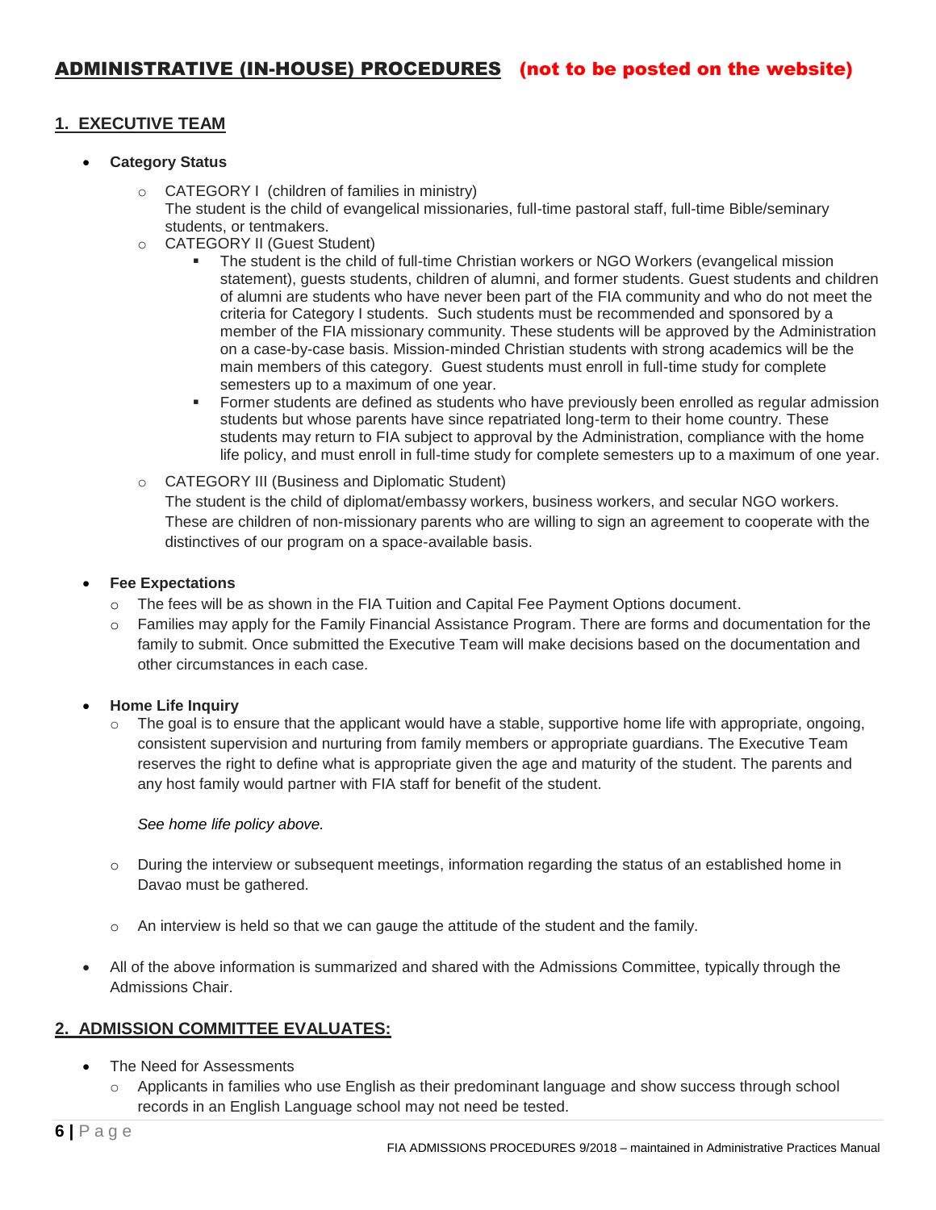# ADMINISTRATIVE (IN-HOUSE) PROCEDURES **(not to be posted on the website)**

## 1. EXECUTIVE TEAM

- **Category Status**
  - CATEGORY I (children of families in ministry)
    The student is the child of evangelical missionaries, full-time pastoral staff, full-time Bible/seminary students, or tentmakers.
  - CATEGORY II (Guest Student)
    - The student is the child of full-time Christian workers or NGO Workers (evangelical mission statement), guests students, children of alumni, and former students. Guest students and children of alumni are students who have never been part of the FIA community and who do not meet the criteria for Category I students. Such students must be recommended and sponsored by a member of the FIA missionary community. These students will be approved by the Administration on a case-by-case basis. Mission-minded Christian students with strong academics will be the main members of this category. Guest students must enroll in full-time study for complete semesters up to a maximum of one year.
    - Former students are defined as students who have previously been enrolled as regular admission students but whose parents have since repatriated long-term to their home country. These students may return to FIA subject to approval by the Administration, compliance with the home life policy, and must enroll in full-time study for complete semesters up to a maximum of one year.
  - CATEGORY III (Business and Diplomatic Student)
    The student is the child of diplomat/embassy workers, business workers, and secular NGO workers. These are children of non-missionary parents who are willing to sign an agreement to cooperate with the distinctives of our program on a space-available basis.

- **Fee Expectations**
  - The fees will be as shown in the FIA Tuition and Capital Fee Payment Options document.
  - Families may apply for the Family Financial Assistance Program. There are forms and documentation for the family to submit. Once submitted the Executive Team will make decisions based on the documentation and other circumstances in each case.

- **Home Life Inquiry**
  - The goal is to ensure that the applicant would have a stable, supportive home life with appropriate, ongoing, consistent supervision and nurturing from family members or appropriate guardians. The Executive Team reserves the right to define what is appropriate given the age and maturity of the student. The parents and any host family would partner with FIA staff for benefit of the student.

    *See home life policy above.*

  - During the interview or subsequent meetings, information regarding the status of an established home in Davao must be gathered.
  - An interview is held so that we can gauge the attitude of the student and the family.

- All of the above information is summarized and shared with the Admissions Committee, typically through the Admissions Chair.

## 2. ADMISSION COMMITTEE EVALUATES:

- The Need for Assessments
  - Applicants in families who use English as their predominant language and show success through school records in an English Language school may not need be tested.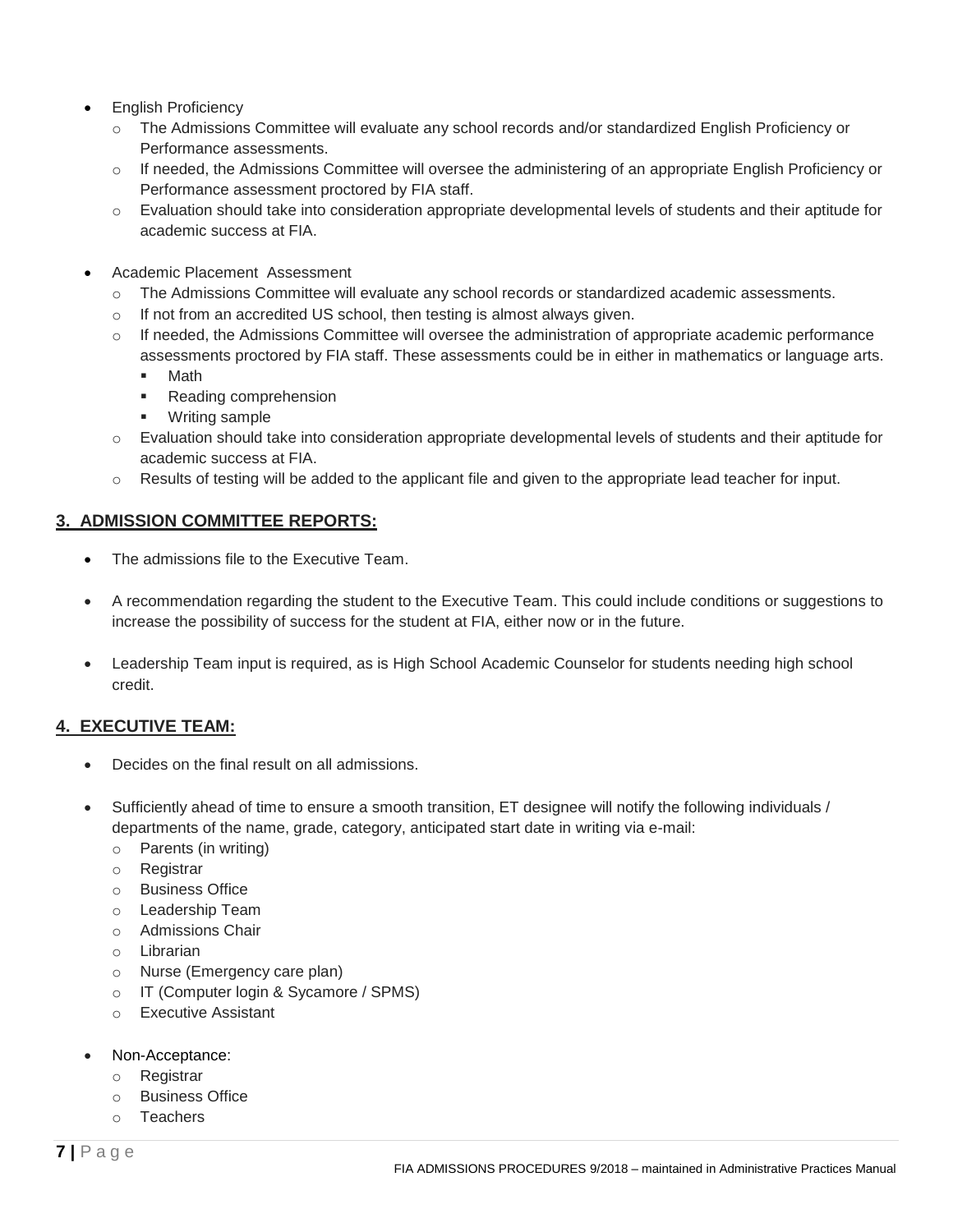- English Proficiency
  - The Admissions Committee will evaluate any school records and/or standardized English Proficiency or Performance assessments.
  - If needed, the Admissions Committee will oversee the administering of an appropriate English Proficiency or Performance assessment proctored by FIA staff.
  - Evaluation should take into consideration appropriate developmental levels of students and their aptitude for academic success at FIA.

- Academic Placement Assessment
  - The Admissions Committee will evaluate any school records or standardized academic assessments.
  - If not from an accredited US school, then testing is almost always given.
  - If needed, the Admissions Committee will oversee the administration of appropriate academic performance assessments proctored by FIA staff. These assessments could be in either in mathematics or language arts.
    - Math
    - Reading comprehension
    - Writing sample
  - Evaluation should take into consideration appropriate developmental levels of students and their aptitude for academic success at FIA.
  - Results of testing will be added to the applicant file and given to the appropriate lead teacher for input.

## 3. ADMISSION COMMITTEE REPORTS:

- The admissions file to the Executive Team.

- A recommendation regarding the student to the Executive Team. This could include conditions or suggestions to increase the possibility of success for the student at FIA, either now or in the future.

- Leadership Team input is required, as is High School Academic Counselor for students needing high school credit.

## 4. EXECUTIVE TEAM:

- Decides on the final result on all admissions.

- Sufficiently ahead of time to ensure a smooth transition, ET designee will notify the following individuals / departments of the name, grade, category, anticipated start date in writing via e-mail:
  - Parents (in writing)
  - Registrar
  - Business Office
  - Leadership Team
  - Admissions Chair
  - Librarian
  - Nurse (Emergency care plan)
  - IT (Computer login & Sycamore / SPMS)
  - Executive Assistant

- Non-Acceptance:
  - Registrar
  - Business Office
  - Teachers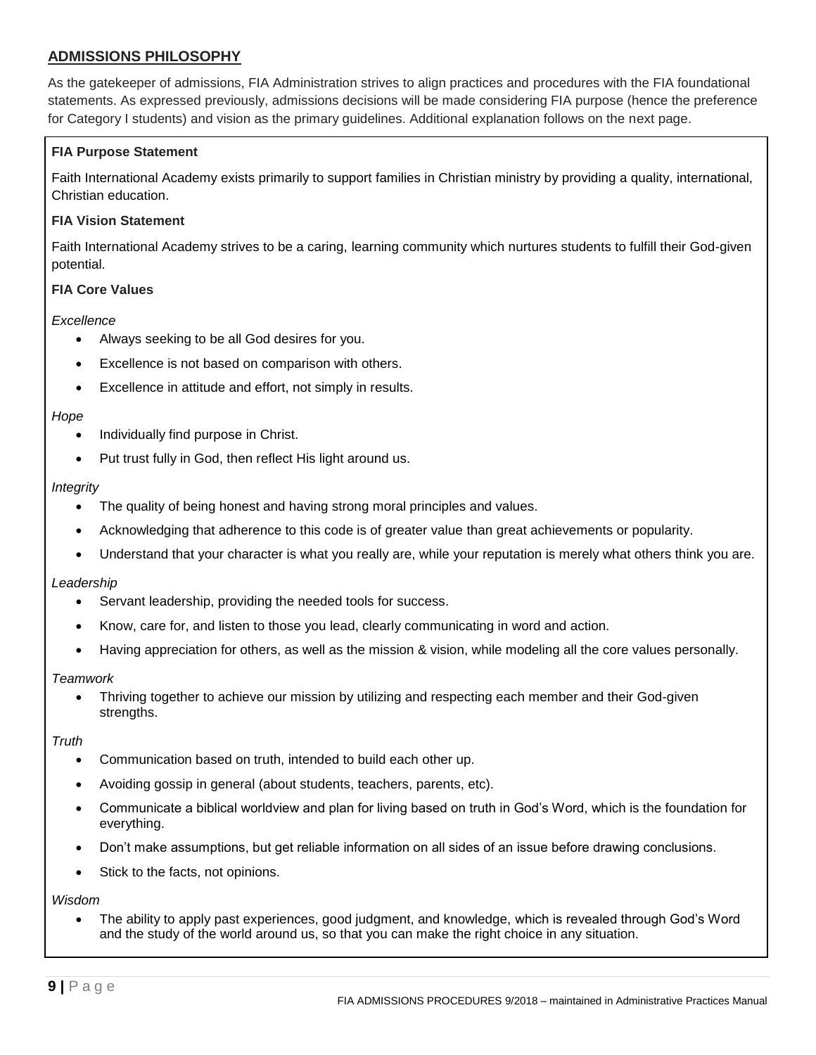## ADMISSIONS PHILOSOPHY

As the gatekeeper of admissions, FIA Administration strives to align practices and procedures with the FIA foundational statements. As expressed previously, admissions decisions will be made considering FIA purpose (hence the preference for Category I students) and vision as the primary guidelines. Additional explanation follows on the next page.

**FIA Purpose Statement**

Faith International Academy exists primarily to support families in Christian ministry by providing a quality, international, Christian education.

**FIA Vision Statement**

Faith International Academy strives to be a caring, learning community which nurtures students to fulfill their God-given potential.

**FIA Core Values**

*Excellence*

- Always seeking to be all God desires for you.
- Excellence is not based on comparison with others.
- Excellence in attitude and effort, not simply in results.

*Hope*

- Individually find purpose in Christ.
- Put trust fully in God, then reflect His light around us.

*Integrity*

- The quality of being honest and having strong moral principles and values.
- Acknowledging that adherence to this code is of greater value than great achievements or popularity.
- Understand that your character is what you really are, while your reputation is merely what others think you are.

*Leadership*

- Servant leadership, providing the needed tools for success.
- Know, care for, and listen to those you lead, clearly communicating in word and action.
- Having appreciation for others, as well as the mission & vision, while modeling all the core values personally.

*Teamwork*

- Thriving together to achieve our mission by utilizing and respecting each member and their God-given strengths.

*Truth*

- Communication based on truth, intended to build each other up.
- Avoiding gossip in general (about students, teachers, parents, etc).
- Communicate a biblical worldview and plan for living based on truth in God's Word, which is the foundation for everything.
- Don't make assumptions, but get reliable information on all sides of an issue before drawing conclusions.
- Stick to the facts, not opinions.

*Wisdom*

- The ability to apply past experiences, good judgment, and knowledge, which is revealed through God's Word and the study of the world around us, so that you can make the right choice in any situation.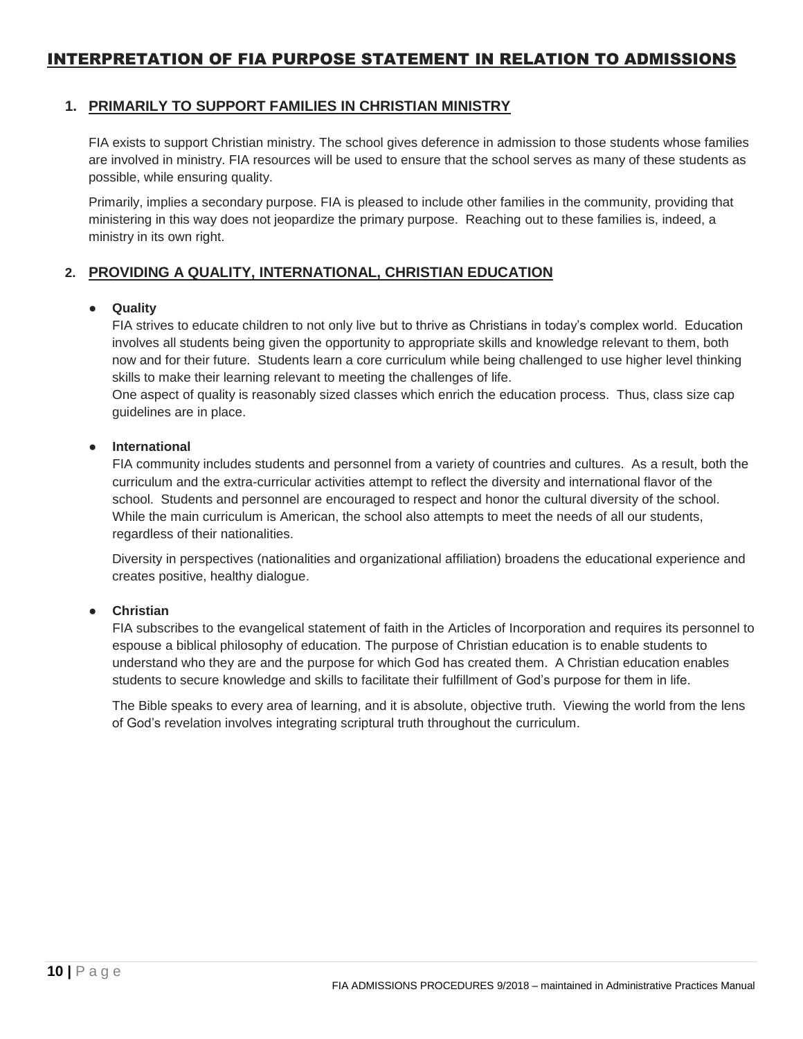# INTERPRETATION OF FIA PURPOSE STATEMENT IN RELATION TO ADMISSIONS

## 1. PRIMARILY TO SUPPORT FAMILIES IN CHRISTIAN MINISTRY

FIA exists to support Christian ministry. The school gives deference in admission to those students whose families are involved in ministry. FIA resources will be used to ensure that the school serves as many of these students as possible, while ensuring quality.

Primarily, implies a secondary purpose. FIA is pleased to include other families in the community, providing that ministering in this way does not jeopardize the primary purpose. Reaching out to these families is, indeed, a ministry in its own right.

## 2. PROVIDING A QUALITY, INTERNATIONAL, CHRISTIAN EDUCATION

- **Quality**

  FIA strives to educate children to not only live but to thrive as Christians in today's complex world. Education involves all students being given the opportunity to appropriate skills and knowledge relevant to them, both now and for their future. Students learn a core curriculum while being challenged to use higher level thinking skills to make their learning relevant to meeting the challenges of life.

  One aspect of quality is reasonably sized classes which enrich the education process. Thus, class size cap guidelines are in place.

- **International**

  FIA community includes students and personnel from a variety of countries and cultures. As a result, both the curriculum and the extra-curricular activities attempt to reflect the diversity and international flavor of the school. Students and personnel are encouraged to respect and honor the cultural diversity of the school. While the main curriculum is American, the school also attempts to meet the needs of all our students, regardless of their nationalities.

  Diversity in perspectives (nationalities and organizational affiliation) broadens the educational experience and creates positive, healthy dialogue.

- **Christian**

  FIA subscribes to the evangelical statement of faith in the Articles of Incorporation and requires its personnel to espouse a biblical philosophy of education. The purpose of Christian education is to enable students to understand who they are and the purpose for which God has created them. A Christian education enables students to secure knowledge and skills to facilitate their fulfillment of God's purpose for them in life.

  The Bible speaks to every area of learning, and it is absolute, objective truth. Viewing the world from the lens of God's revelation involves integrating scriptural truth throughout the curriculum.